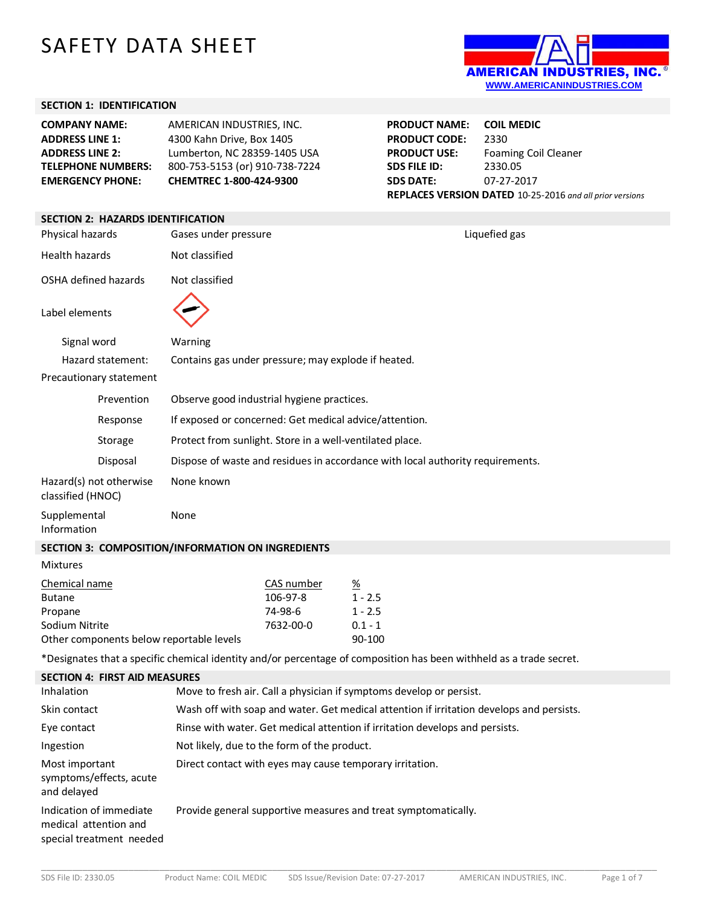# SAFETY DATA SHEET

AMERICAN INDUSTRIES, INC.
WWW.AMERICANINDUSTRIES.COM

## SECTION 1: IDENTIFICATION

| | | | |
|---|---|---|---|
| **COMPANY NAME:** | AMERICAN INDUSTRIES, INC. | **PRODUCT NAME:** | **COIL MEDIC** |
| **ADDRESS LINE 1:** | 4300 Kahn Drive, Box 1405 | **PRODUCT CODE:** | 2330 |
| **ADDRESS LINE 2:** | Lumberton, NC 28359-1405 USA | **PRODUCT USE:** | Foaming Coil Cleaner |
| **TELEPHONE NUMBERS:** | 800-753-5153 (or) 910-738-7224 | **SDS FILE ID:** | 2330.05 |
| **EMERGENCY PHONE:** | **CHEMTREC 1-800-424-9300** | **SDS DATE:** | 07-27-2017 |

**REPLACES VERSION DATED** 10-25-2016 *and all prior versions*

## SECTION 2: HAZARDS IDENTIFICATION

| | | |
|---|---|---|
| Physical hazards | Gases under pressure | Liquefied gas |
| Health hazards | Not classified | |
| OSHA defined hazards | Not classified | |

Label elements

Signal word: Warning

Hazard statement: Contains gas under pressure; may explode if heated.

Precautionary statement

- Prevention: Observe good industrial hygiene practices.
- Response: If exposed or concerned: Get medical advice/attention.
- Storage: Protect from sunlight. Store in a well-ventilated place.
- Disposal: Dispose of waste and residues in accordance with local authority requirements.

Hazard(s) not otherwise classified (HNOC): None known

Supplemental Information: None

## SECTION 3: COMPOSITION/INFORMATION ON INGREDIENTS

Mixtures

| Chemical name | CAS number | % |
|---|---|---|
| Butane | 106-97-8 | 1 - 2.5 |
| Propane | 74-98-6 | 1 - 2.5 |
| Sodium Nitrite | 7632-00-0 | 0.1 - 1 |
| Other components below reportable levels | | 90-100 |

*Designates that a specific chemical identity and/or percentage of composition has been withheld as a trade secret.

## SECTION 4: FIRST AID MEASURES

| | |
|---|---|
| Inhalation | Move to fresh air. Call a physician if symptoms develop or persist. |
| Skin contact | Wash off with soap and water. Get medical attention if irritation develops and persists. |
| Eye contact | Rinse with water. Get medical attention if irritation develops and persists. |
| Ingestion | Not likely, due to the form of the product. |
| Most important symptoms/effects, acute and delayed | Direct contact with eyes may cause temporary irritation. |
| Indication of immediate medical attention and special treatment needed | Provide general supportive measures and treat symptomatically. |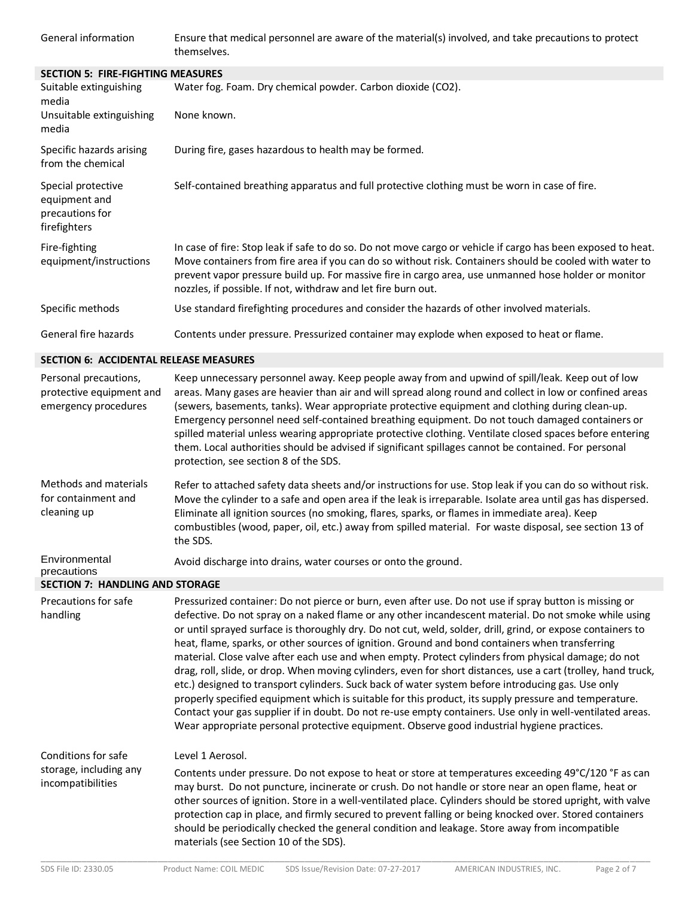| | |
|---|---|
| General information | Ensure that medical personnel are aware of the material(s) involved, and take precautions to protect themselves. |

## SECTION 5: FIRE-FIGHTING MEASURES

| | |
|---|---|
| Suitable extinguishing media | Water fog. Foam. Dry chemical powder. Carbon dioxide ($CO_2$). |
| Unsuitable extinguishing media | None known. |
| Specific hazards arising from the chemical | During fire, gases hazardous to health may be formed. |
| Special protective equipment and precautions for firefighters | Self-contained breathing apparatus and full protective clothing must be worn in case of fire. |
| Fire-fighting equipment/instructions | In case of fire: Stop leak if safe to do so. Do not move cargo or vehicle if cargo has been exposed to heat. Move containers from fire area if you can do so without risk. Containers should be cooled with water to prevent vapor pressure build up. For massive fire in cargo area, use unmanned hose holder or monitor nozzles, if possible. If not, withdraw and let fire burn out. |
| Specific methods | Use standard firefighting procedures and consider the hazards of other involved materials. |
| General fire hazards | Contents under pressure. Pressurized container may explode when exposed to heat or flame. |

## SECTION 6: ACCIDENTAL RELEASE MEASURES

| | |
|---|---|
| Personal precautions, protective equipment and emergency procedures | Keep unnecessary personnel away. Keep people away from and upwind of spill/leak. Keep out of low areas. Many gases are heavier than air and will spread along round and collect in low or confined areas (sewers, basements, tanks). Wear appropriate protective equipment and clothing during clean-up. Emergency personnel need self-contained breathing equipment. Do not touch damaged containers or spilled material unless wearing appropriate protective clothing. Ventilate closed spaces before entering them. Local authorities should be advised if significant spillages cannot be contained. For personal protection, see section 8 of the SDS. |
| Methods and materials for containment and cleaning up | Refer to attached safety data sheets and/or instructions for use. Stop leak if you can do so without risk. Move the cylinder to a safe and open area if the leak is irreparable. Isolate area until gas has dispersed. Eliminate all ignition sources (no smoking, flares, sparks, or flames in immediate area). Keep combustibles (wood, paper, oil, etc.) away from spilled material. For waste disposal, see section 13 of the SDS. |
| Environmental precautions | Avoid discharge into drains, water courses or onto the ground. |

## SECTION 7: HANDLING AND STORAGE

| | |
|---|---|
| Precautions for safe handling | Pressurized container: Do not pierce or burn, even after use. Do not use if spray button is missing or defective. Do not spray on a naked flame or any other incandescent material. Do not smoke while using or until sprayed surface is thoroughly dry. Do not cut, weld, solder, drill, grind, or expose containers to heat, flame, sparks, or other sources of ignition. Ground and bond containers when transferring material. Close valve after each use and when empty. Protect cylinders from physical damage; do not drag, roll, slide, or drop. When moving cylinders, even for short distances, use a cart (trolley, hand truck, etc.) designed to transport cylinders. Suck back of water system before introducing gas. Use only properly specified equipment which is suitable for this product, its supply pressure and temperature. Contact your gas supplier if in doubt. Do not re-use empty containers. Use only in well-ventilated areas. Wear appropriate personal protective equipment. Observe good industrial hygiene practices. |
| Conditions for safe storage, including any incompatibilities | Level 1 Aerosol.<br><br>Contents under pressure. Do not expose to heat or store at temperatures exceeding 49°C/120 °F as can may burst. Do not puncture, incinerate or crush. Do not handle or store near an open flame, heat or other sources of ignition. Store in a well-ventilated place. Cylinders should be stored upright, with valve protection cap in place, and firmly secured to prevent falling or being knocked over. Stored containers should be periodically checked the general condition and leakage. Store away from incompatible materials (see Section 10 of the SDS). |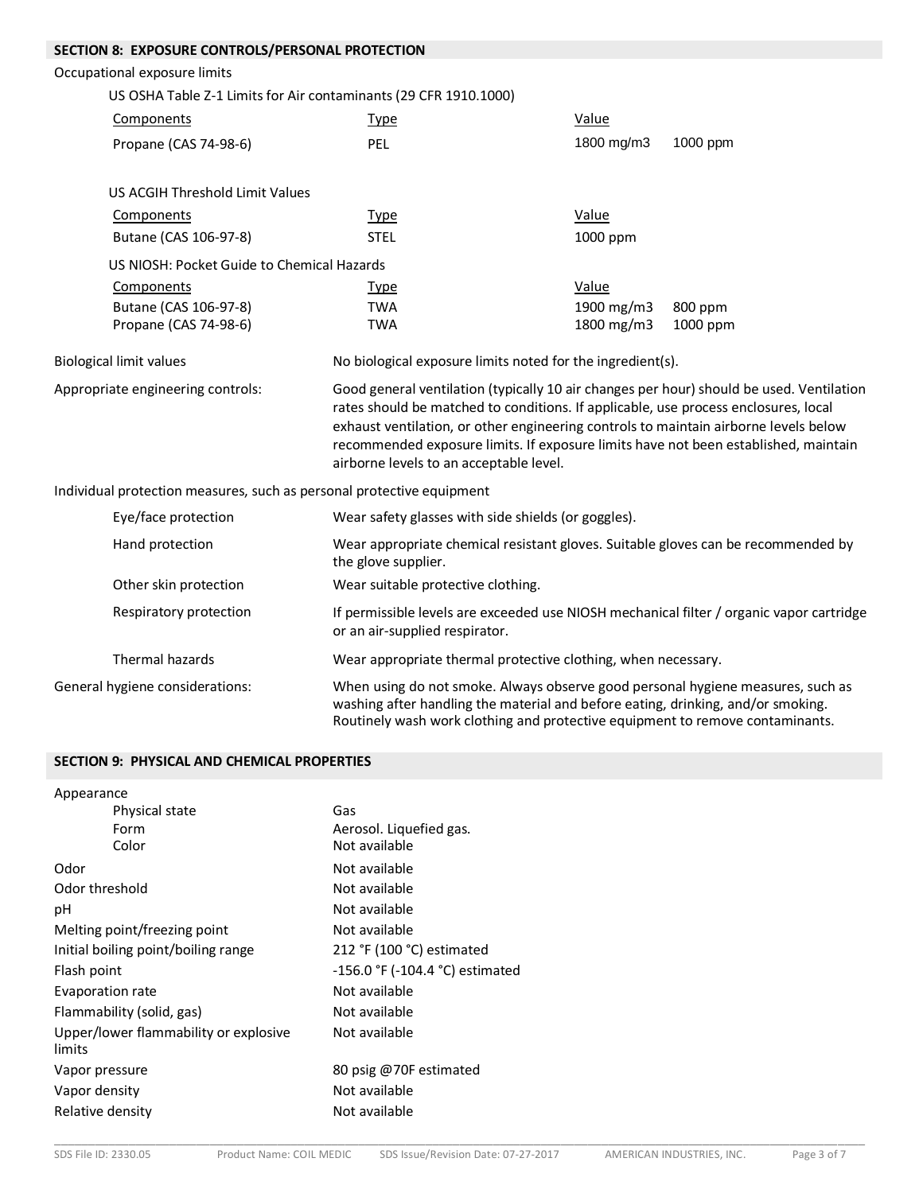## SECTION 8: EXPOSURE CONTROLS/PERSONAL PROTECTION

Occupational exposure limits

US OSHA Table Z-1 Limits for Air contaminants (29 CFR 1910.1000)

| Components | Type | Value | |
|---|---|---|---|
| Propane (CAS 74-98-6) | PEL | 1800 mg/m3 | 1000 ppm |

US ACGIH Threshold Limit Values

| Components | Type | Value |
|---|---|---|
| Butane (CAS 106-97-8) | STEL | 1000 ppm |

US NIOSH: Pocket Guide to Chemical Hazards

| Components | Type | Value | |
|---|---|---|---|
| Butane (CAS 106-97-8) | TWA | 1900 mg/m3 | 800 ppm |
| Propane (CAS 74-98-6) | TWA | 1800 mg/m3 | 1000 ppm |

**Biological limit values:** No biological exposure limits noted for the ingredient(s).

**Appropriate engineering controls:** Good general ventilation (typically 10 air changes per hour) should be used. Ventilation rates should be matched to conditions. If applicable, use process enclosures, local exhaust ventilation, or other engineering controls to maintain airborne levels below recommended exposure limits. If exposure limits have not been established, maintain airborne levels to an acceptable level.

Individual protection measures, such as personal protective equipment

- **Eye/face protection:** Wear safety glasses with side shields (or goggles).
- **Hand protection:** Wear appropriate chemical resistant gloves. Suitable gloves can be recommended by the glove supplier.
- **Other skin protection:** Wear suitable protective clothing.
- **Respiratory protection:** If permissible levels are exceeded use NIOSH mechanical filter / organic vapor cartridge or an air-supplied respirator.
- **Thermal hazards:** Wear appropriate thermal protective clothing, when necessary.

**General hygiene considerations:** When using do not smoke. Always observe good personal hygiene measures, such as washing after handling the material and before eating, drinking, and/or smoking. Routinely wash work clothing and protective equipment to remove contaminants.

## SECTION 9: PHYSICAL AND CHEMICAL PROPERTIES

Appearance

- Physical state: Gas
- Form: Aerosol. Liquefied gas.
- Color: Not available

| | |
|---|---|
| Odor | Not available |
| Odor threshold | Not available |
| pH | Not available |
| Melting point/freezing point | Not available |
| Initial boiling point/boiling range | 212 °F (100 °C) estimated |
| Flash point | -156.0 °F (-104.4 °C) estimated |
| Evaporation rate | Not available |
| Flammability (solid, gas) | Not available |
| Upper/lower flammability or explosive limits | Not available |
| Vapor pressure | 80 psig @70F estimated |
| Vapor density | Not available |
| Relative density | Not available |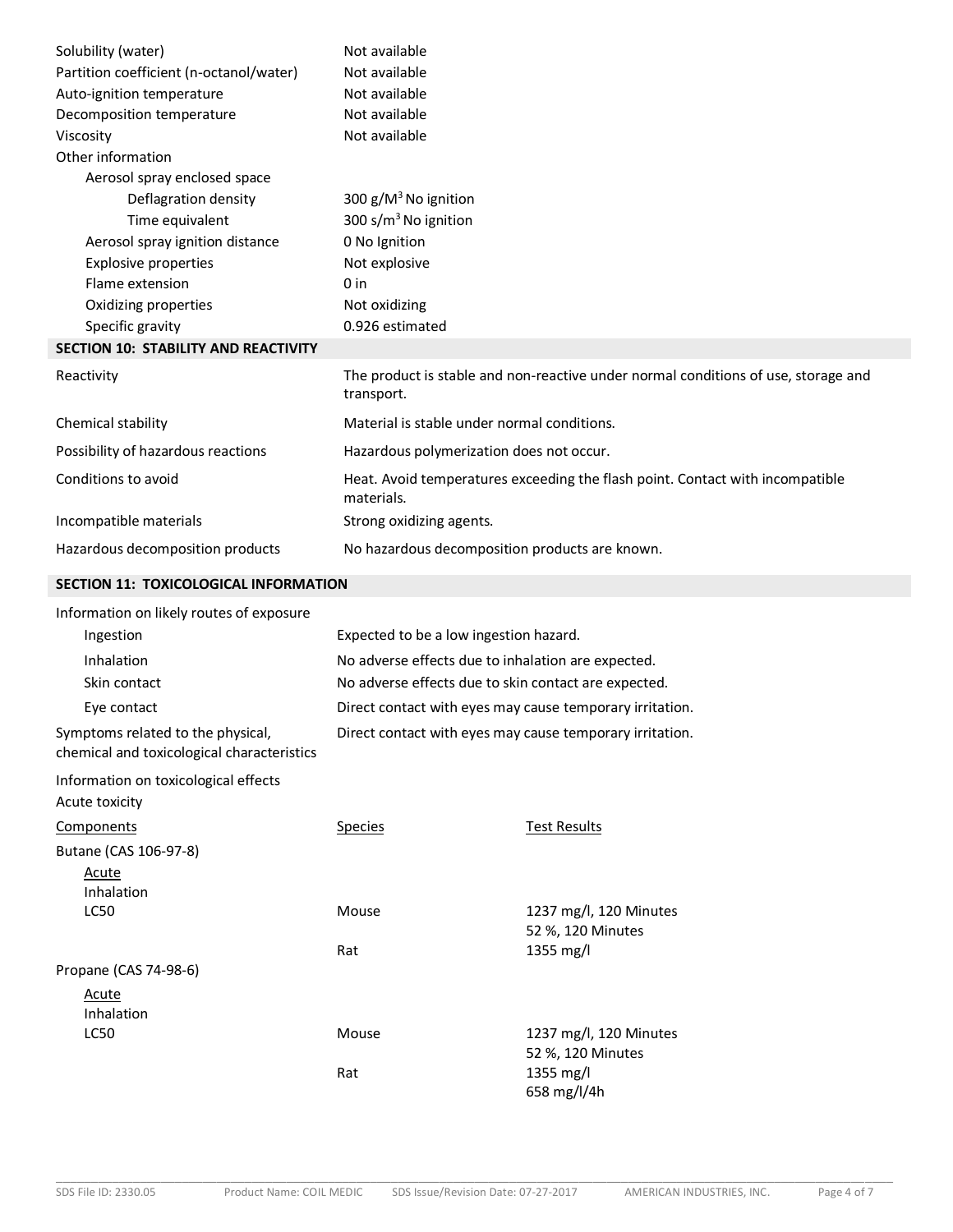| | |
|---|---|
| Solubility (water) | Not available |
| Partition coefficient (n-octanol/water) | Not available |
| Auto-ignition temperature | Not available |
| Decomposition temperature | Not available |
| Viscosity | Not available |
| Other information | |
| Aerosol spray enclosed space | |
| Deflagration density | 300 g/M$^3$ No ignition |
| Time equivalent | 300 s/m$^3$ No ignition |
| Aerosol spray ignition distance | 0 No Ignition |
| Explosive properties | Not explosive |
| Flame extension | 0 in |
| Oxidizing properties | Not oxidizing |
| Specific gravity | 0.926 estimated |

## SECTION 10: STABILITY AND REACTIVITY

| | |
|---|---|
| Reactivity | The product is stable and non-reactive under normal conditions of use, storage and transport. |
| Chemical stability | Material is stable under normal conditions. |
| Possibility of hazardous reactions | Hazardous polymerization does not occur. |
| Conditions to avoid | Heat. Avoid temperatures exceeding the flash point. Contact with incompatible materials. |
| Incompatible materials | Strong oxidizing agents. |
| Hazardous decomposition products | No hazardous decomposition products are known. |

## SECTION 11: TOXICOLOGICAL INFORMATION

| | |
|---|---|
| Information on likely routes of exposure | |
| Ingestion | Expected to be a low ingestion hazard. |
| Inhalation | No adverse effects due to inhalation are expected. |
| Skin contact | No adverse effects due to skin contact are expected. |
| Eye contact | Direct contact with eyes may cause temporary irritation. |
| Symptoms related to the physical, chemical and toxicological characteristics | Direct contact with eyes may cause temporary irritation. |

Information on toxicological effects

Acute toxicity

| Components | Species | Test Results |
|---|---|---|
| Butane (CAS 106-97-8) | | |
| Acute | | |
| Inhalation | | |
| LC50 | Mouse | 1237 mg/l, 120 Minutes<br>52 %, 120 Minutes |
| | Rat | 1355 mg/l |
| Propane (CAS 74-98-6) | | |
| Acute | | |
| Inhalation | | |
| LC50 | Mouse | 1237 mg/l, 120 Minutes<br>52 %, 120 Minutes |
| | Rat | 1355 mg/l<br>658 mg/l/4h |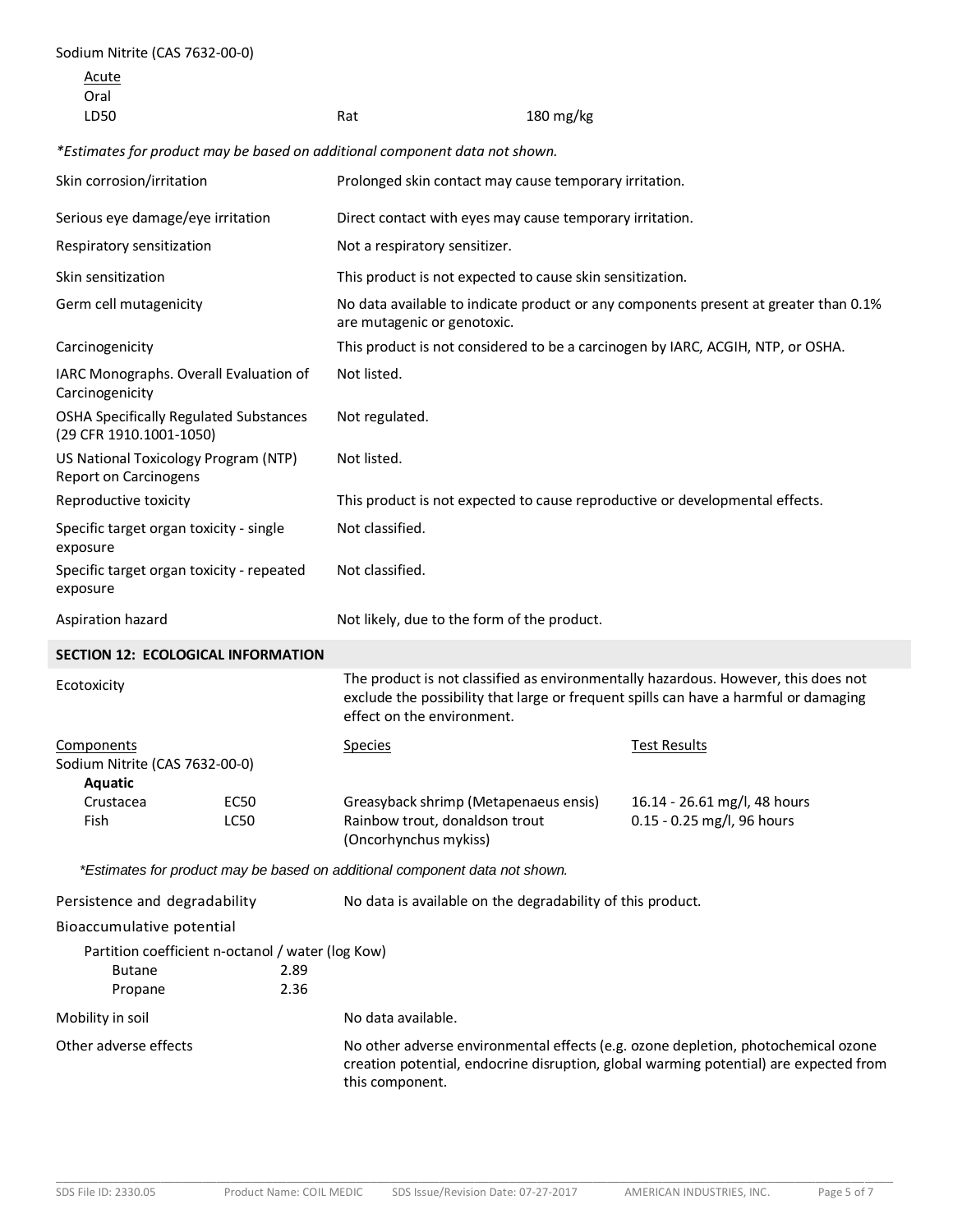Sodium Nitrite (CAS 7632-00-0)

| | | |
|---|---|---|
| Acute | | |
| Oral | | |
| LD50 | Rat | 180 mg/kg |

*\*Estimates for product may be based on additional component data not shown.*

| | |
|---|---|
| Skin corrosion/irritation | Prolonged skin contact may cause temporary irritation. |
| Serious eye damage/eye irritation | Direct contact with eyes may cause temporary irritation. |
| Respiratory sensitization | Not a respiratory sensitizer. |
| Skin sensitization | This product is not expected to cause skin sensitization. |
| Germ cell mutagenicity | No data available to indicate product or any components present at greater than 0.1% are mutagenic or genotoxic. |
| Carcinogenicity | This product is not considered to be a carcinogen by IARC, ACGIH, NTP, or OSHA. |
| IARC Monographs. Overall Evaluation of Carcinogenicity | Not listed. |
| OSHA Specifically Regulated Substances (29 CFR 1910.1001-1050) | Not regulated. |
| US National Toxicology Program (NTP) Report on Carcinogens | Not listed. |
| Reproductive toxicity | This product is not expected to cause reproductive or developmental effects. |
| Specific target organ toxicity - single exposure | Not classified. |
| Specific target organ toxicity - repeated exposure | Not classified. |
| Aspiration hazard | Not likely, due to the form of the product. |

## SECTION 12: ECOLOGICAL INFORMATION

| | |
|---|---|
| Ecotoxicity | The product is not classified as environmentally hazardous. However, this does not exclude the possibility that large or frequent spills can have a harmful or damaging effect on the environment. |

| Components | | Species | Test Results |
|---|---|---|---|
| Sodium Nitrite (CAS 7632-00-0) | | | |
| **Aquatic** | | | |
| Crustacea | EC50 | Greasyback shrimp (Metapenaeus ensis) | 16.14 - 26.61 mg/l, 48 hours |
| Fish | LC50 | Rainbow trout, donaldson trout (Oncorhynchus mykiss) | 0.15 - 0.25 mg/l, 96 hours |

*\*Estimates for product may be based on additional component data not shown.*

| | |
|---|---|
| Persistence and degradability | No data is available on the degradability of this product. |

Bioaccumulative potential

Partition coefficient n-octanol / water (log Kow)

| | |
|---|---|
| Butane | 2.89 |
| Propane | 2.36 |

| | |
|---|---|
| Mobility in soil | No data available. |
| Other adverse effects | No other adverse environmental effects (e.g. ozone depletion, photochemical ozone creation potential, endocrine disruption, global warming potential) are expected from this component. |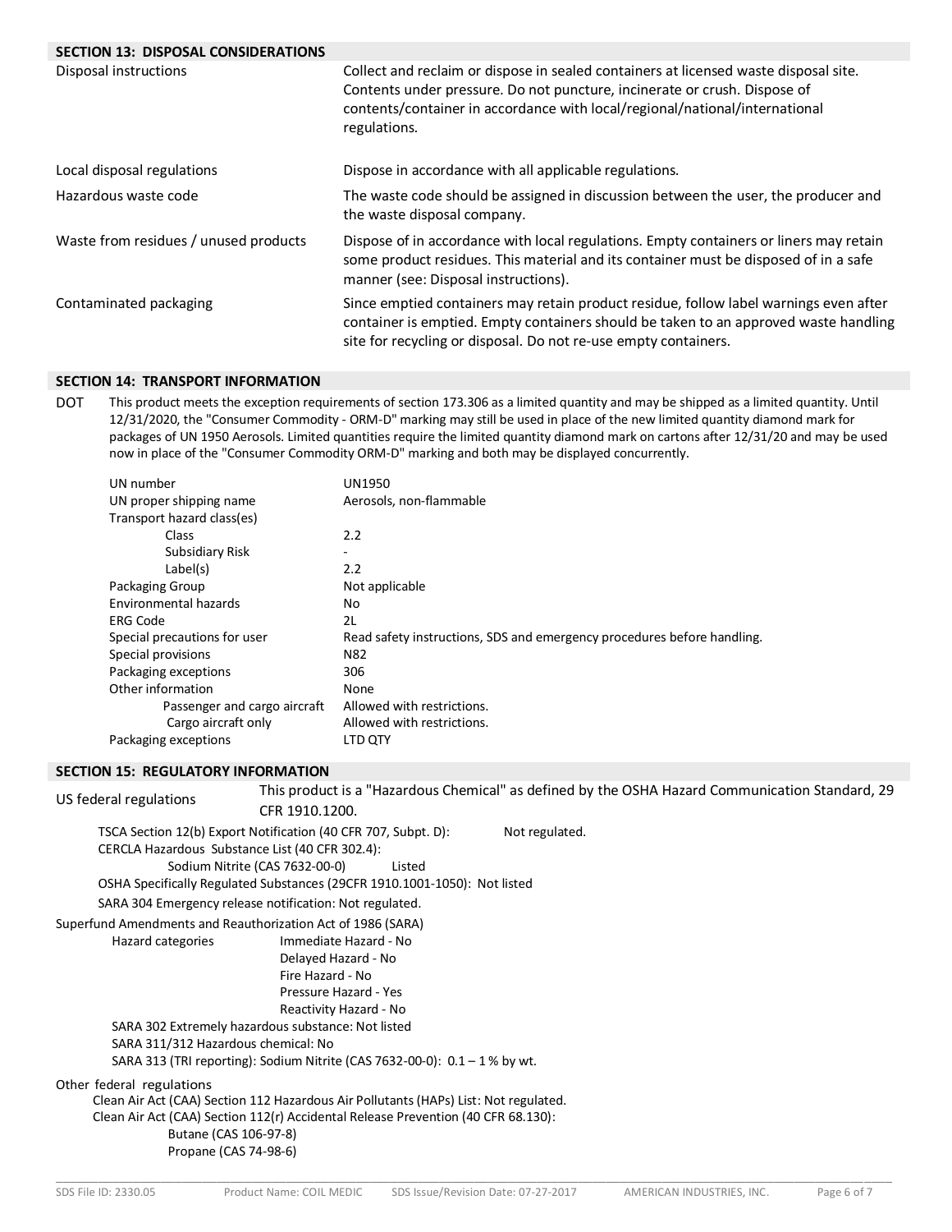## SECTION 13: DISPOSAL CONSIDERATIONS

| | |
|---|---|
| Disposal instructions | Collect and reclaim or dispose in sealed containers at licensed waste disposal site. Contents under pressure. Do not puncture, incinerate or crush. Dispose of contents/container in accordance with local/regional/national/international regulations. |
| Local disposal regulations | Dispose in accordance with all applicable regulations. |
| Hazardous waste code | The waste code should be assigned in discussion between the user, the producer and the waste disposal company. |
| Waste from residues / unused products | Dispose of in accordance with local regulations. Empty containers or liners may retain some product residues. This material and its container must be disposed of in a safe manner (see: Disposal instructions). |
| Contaminated packaging | Since emptied containers may retain product residue, follow label warnings even after container is emptied. Empty containers should be taken to an approved waste handling site for recycling or disposal. Do not re-use empty containers. |

## SECTION 14: TRANSPORT INFORMATION

DOT This product meets the exception requirements of section 173.306 as a limited quantity and may be shipped as a limited quantity. Until 12/31/2020, the "Consumer Commodity - ORM-D" marking may still be used in place of the new limited quantity diamond mark for packages of UN 1950 Aerosols. Limited quantities require the limited quantity diamond mark on cartons after 12/31/20 and may be used now in place of the "Consumer Commodity ORM-D" marking and both may be displayed concurrently.

| | |
|---|---|
| UN number | UN1950 |
| UN proper shipping name | Aerosols, non-flammable |
| Transport hazard class(es) | |
| Class | 2.2 |
| Subsidiary Risk | - |
| Label(s) | 2.2 |
| Packaging Group | Not applicable |
| Environmental hazards | No |
| ERG Code | 2L |
| Special precautions for user | Read safety instructions, SDS and emergency procedures before handling. |
| Special provisions | N82 |
| Packaging exceptions | 306 |
| Other information | None |
| Passenger and cargo aircraft | Allowed with restrictions. |
| Cargo aircraft only | Allowed with restrictions. |
| Packaging exceptions | LTD QTY |

## SECTION 15: REGULATORY INFORMATION

US federal regulations: This product is a "Hazardous Chemical" as defined by the OSHA Hazard Communication Standard, 29 CFR 1910.1200.

TSCA Section 12(b) Export Notification (40 CFR 707, Subpt. D): Not regulated.

CERCLA Hazardous Substance List (40 CFR 302.4):
Sodium Nitrite (CAS 7632-00-0) Listed

OSHA Specifically Regulated Substances (29CFR 1910.1001-1050): Not listed

SARA 304 Emergency release notification: Not regulated.

Superfund Amendments and Reauthorization Act of 1986 (SARA)

Hazard categories
- Immediate Hazard - No
- Delayed Hazard - No
- Fire Hazard - No
- Pressure Hazard - Yes
- Reactivity Hazard - No

SARA 302 Extremely hazardous substance: Not listed

SARA 311/312 Hazardous chemical: No

SARA 313 (TRI reporting): Sodium Nitrite (CAS 7632-00-0): 0.1 – 1 % by wt.

Other federal regulations

Clean Air Act (CAA) Section 112 Hazardous Air Pollutants (HAPs) List: Not regulated.

Clean Air Act (CAA) Section 112(r) Accidental Release Prevention (40 CFR 68.130):
Butane (CAS 106-97-8)
Propane (CAS 74-98-6)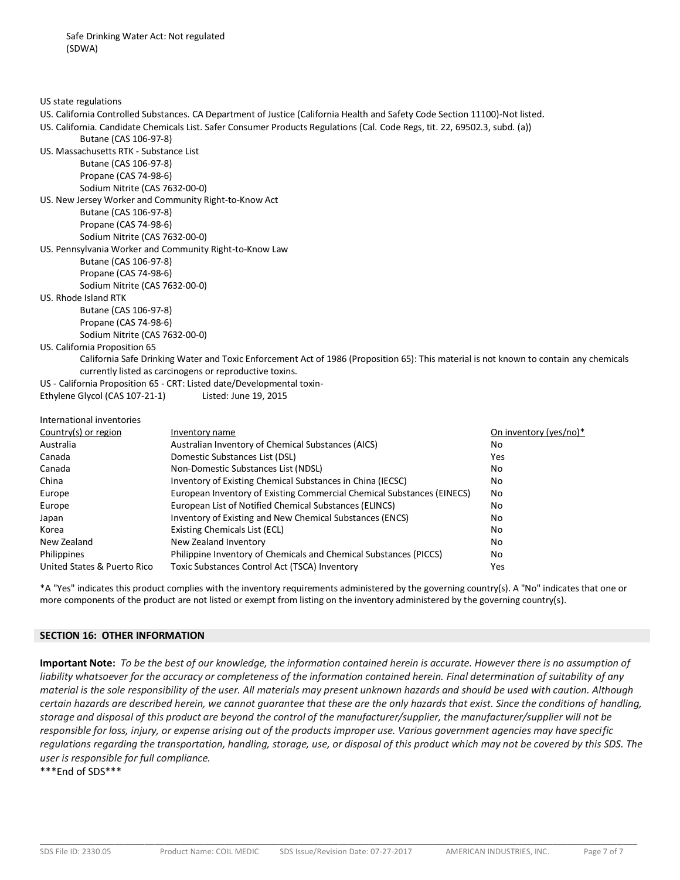Safe Drinking Water Act: Not regulated (SDWA)

US state regulations

US. California Controlled Substances. CA Department of Justice (California Health and Safety Code Section 11100)-Not listed.

US. California. Candidate Chemicals List. Safer Consumer Products Regulations (Cal. Code Regs, tit. 22, 69502.3, subd. (a))

- Butane (CAS 106-97-8)

US. Massachusetts RTK - Substance List

- Butane (CAS 106-97-8)
- Propane (CAS 74-98-6)
- Sodium Nitrite (CAS 7632-00-0)

US. New Jersey Worker and Community Right-to-Know Act

- Butane (CAS 106-97-8)
- Propane (CAS 74-98-6)
- Sodium Nitrite (CAS 7632-00-0)

US. Pennsylvania Worker and Community Right-to-Know Law

- Butane (CAS 106-97-8)
- Propane (CAS 74-98-6)
- Sodium Nitrite (CAS 7632-00-0)

US. Rhode Island RTK

- Butane (CAS 106-97-8)
- Propane (CAS 74-98-6)
- Sodium Nitrite (CAS 7632-00-0)

US. California Proposition 65

California Safe Drinking Water and Toxic Enforcement Act of 1986 (Proposition 65): This material is not known to contain any chemicals currently listed as carcinogens or reproductive toxins.

US - California Proposition 65 - CRT: Listed date/Developmental toxin-

Ethylene Glycol (CAS 107-21-1) Listed: June 19, 2015

International inventories

| Country(s) or region | Inventory name | On inventory (yes/no)* |
|---|---|---|
| Australia | Australian Inventory of Chemical Substances (AICS) | No |
| Canada | Domestic Substances List (DSL) | Yes |
| Canada | Non-Domestic Substances List (NDSL) | No |
| China | Inventory of Existing Chemical Substances in China (IECSC) | No |
| Europe | European Inventory of Existing Commercial Chemical Substances (EINECS) | No |
| Europe | European List of Notified Chemical Substances (ELINCS) | No |
| Japan | Inventory of Existing and New Chemical Substances (ENCS) | No |
| Korea | Existing Chemicals List (ECL) | No |
| New Zealand | New Zealand Inventory | No |
| Philippines | Philippine Inventory of Chemicals and Chemical Substances (PICCS) | No |
| United States & Puerto Rico | Toxic Substances Control Act (TSCA) Inventory | Yes |

*A "Yes" indicates this product complies with the inventory requirements administered by the governing country(s). A "No" indicates that one or more components of the product are not listed or exempt from listing on the inventory administered by the governing country(s).

## SECTION 16: OTHER INFORMATION

**Important Note:** *To be the best of our knowledge, the information contained herein is accurate. However there is no assumption of liability whatsoever for the accuracy or completeness of the information contained herein. Final determination of suitability of any material is the sole responsibility of the user. All materials may present unknown hazards and should be used with caution. Although certain hazards are described herein, we cannot guarantee that these are the only hazards that exist. Since the conditions of handling, storage and disposal of this product are beyond the control of the manufacturer/supplier, the manufacturer/supplier will not be responsible for loss, injury, or expense arising out of the products improper use. Various government agencies may have specific regulations regarding the transportation, handling, storage, use, or disposal of this product which may not be covered by this SDS. The user is responsible for full compliance.*

***End of SDS***